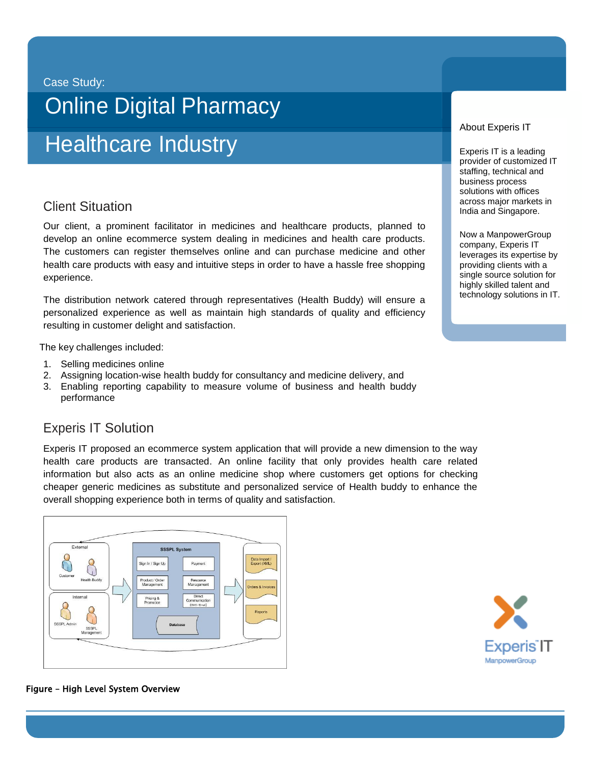Case Study:

# Online Digital Pharmacy

# Healthcare Industry

## Client Situation

Our client, a prominent facilitator in medicines and healthcare products, planned to develop an online ecommerce system dealing in medicines and health care products. The customers can register themselves online and can purchase medicine and other health care products with easy and intuitive steps in order to have a hassle free shopping experience.

The distribution network catered through representatives (Health Buddy) will ensure a personalized experience as well as maintain high standards of quality and efficiency resulting in customer delight and satisfaction.

The key challenges included:

1. Selling medicines online
2. Assigning location-wise health buddy for consultancy and medicine delivery, and
3. Enabling reporting capability to measure volume of business and health buddy performance

## Experis IT Solution

Experis IT proposed an ecommerce system application that will provide a new dimension to the way health care products are transacted. An online facility that only provides health care related information but also acts as an online medicine shop where customers get options for checking cheaper generic medicines as substitute and personalized service of Health buddy to enhance the overall shopping experience both in terms of quality and satisfaction.

**Figure – High Level System Overview**

### About Experis IT

Experis IT is a leading provider of customized IT staffing, technical and business process solutions with offices across major markets in India and Singapore.

Now a ManpowerGroup company, Experis IT leverages its expertise by providing clients with a single source solution for highly skilled talent and technology solutions in IT.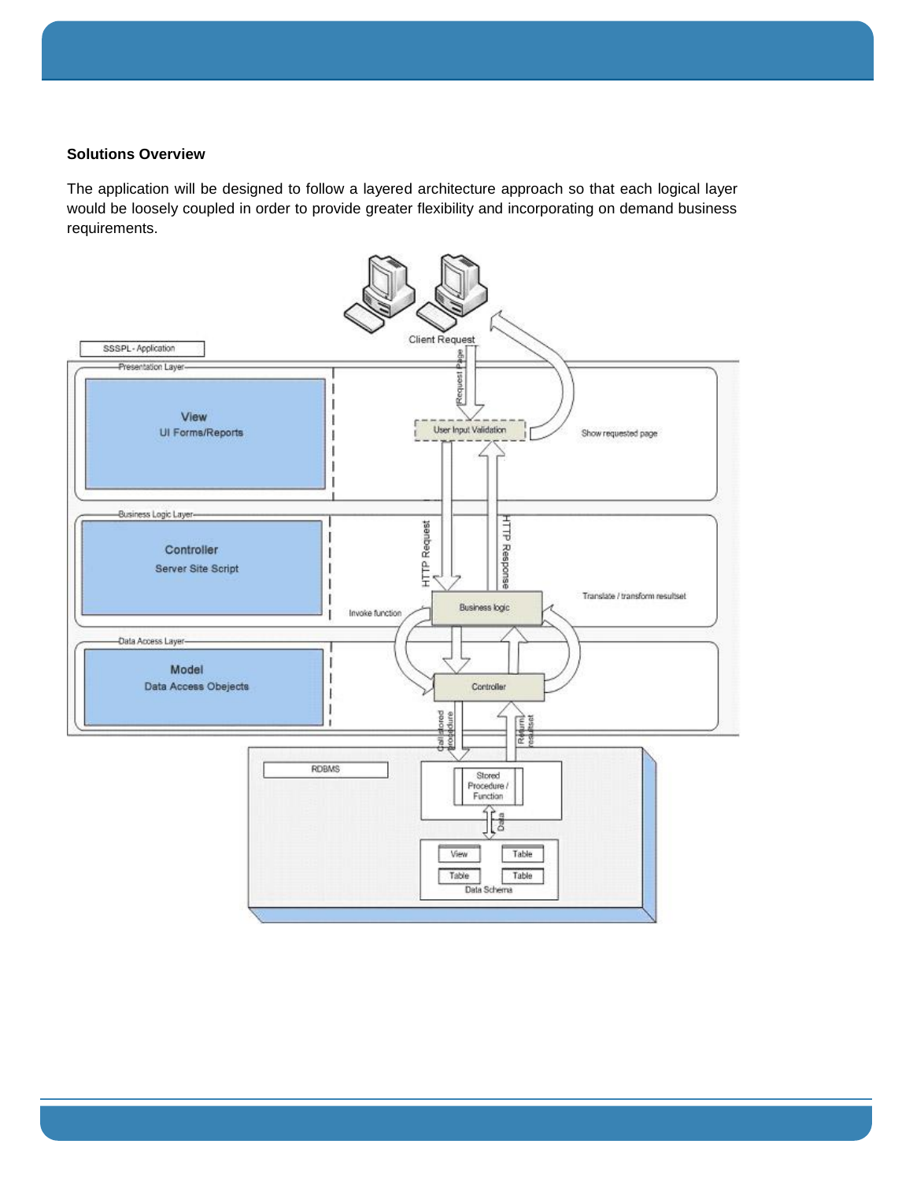**Solutions Overview**

The application will be designed to follow a layered architecture approach so that each logical layer would be loosely coupled in order to provide greater flexibility and incorporating on demand business requirements.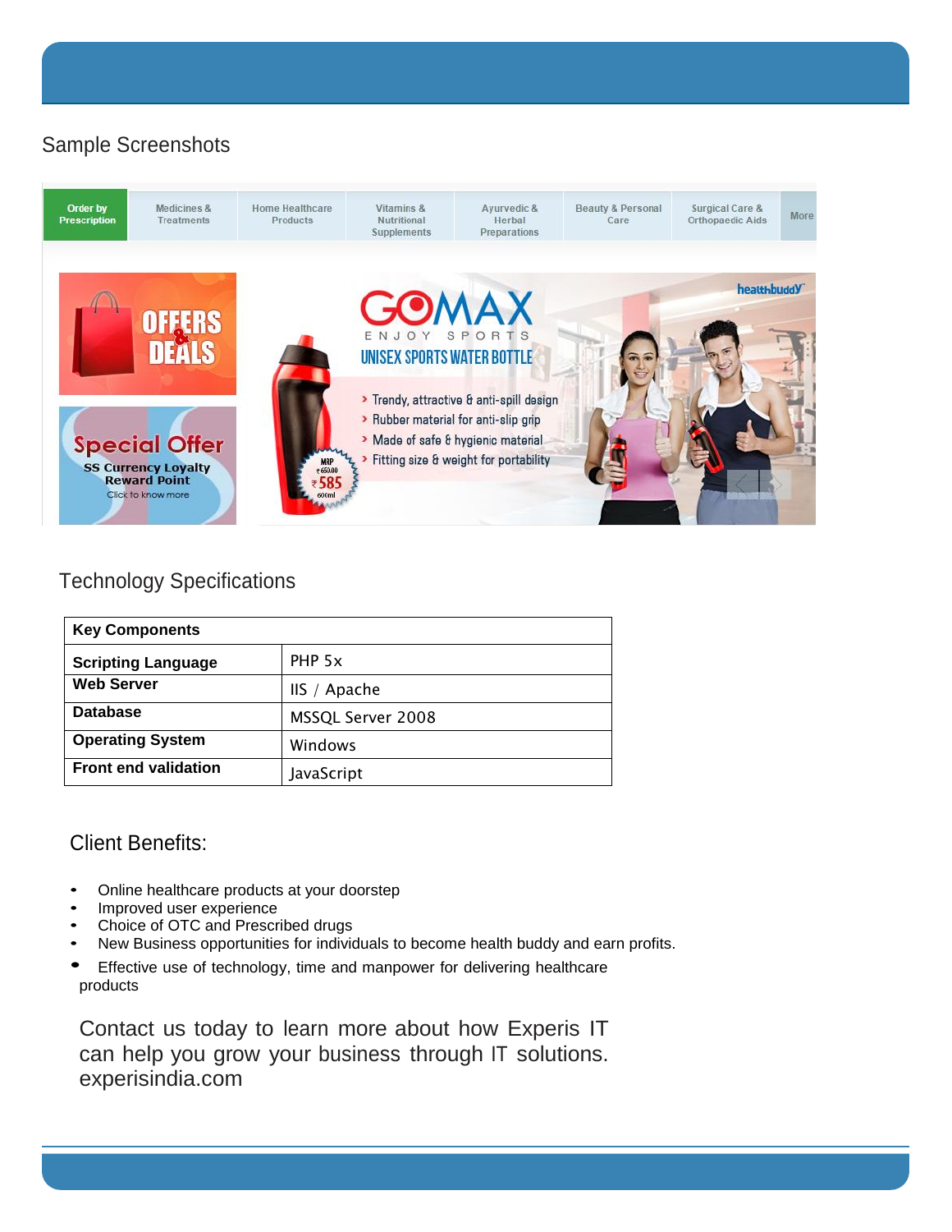## Sample Screenshots

## Technology Specifications

| Key Components | |
|---|---|
| **Scripting Language** | PHP 5x |
| **Web Server** | IIS / Apache |
| **Database** | MSSQL Server 2008 |
| **Operating System** | Windows |
| **Front end validation** | JavaScript |

## Client Benefits:

- Online healthcare products at your doorstep
- Improved user experience
- Choice of OTC and Prescribed drugs
- New Business opportunities for individuals to become health buddy and earn profits.
- Effective use of technology, time and manpower for delivering healthcare products

Contact us today to learn more about how Experis IT can help you grow your business through IT solutions.
experisindia.com